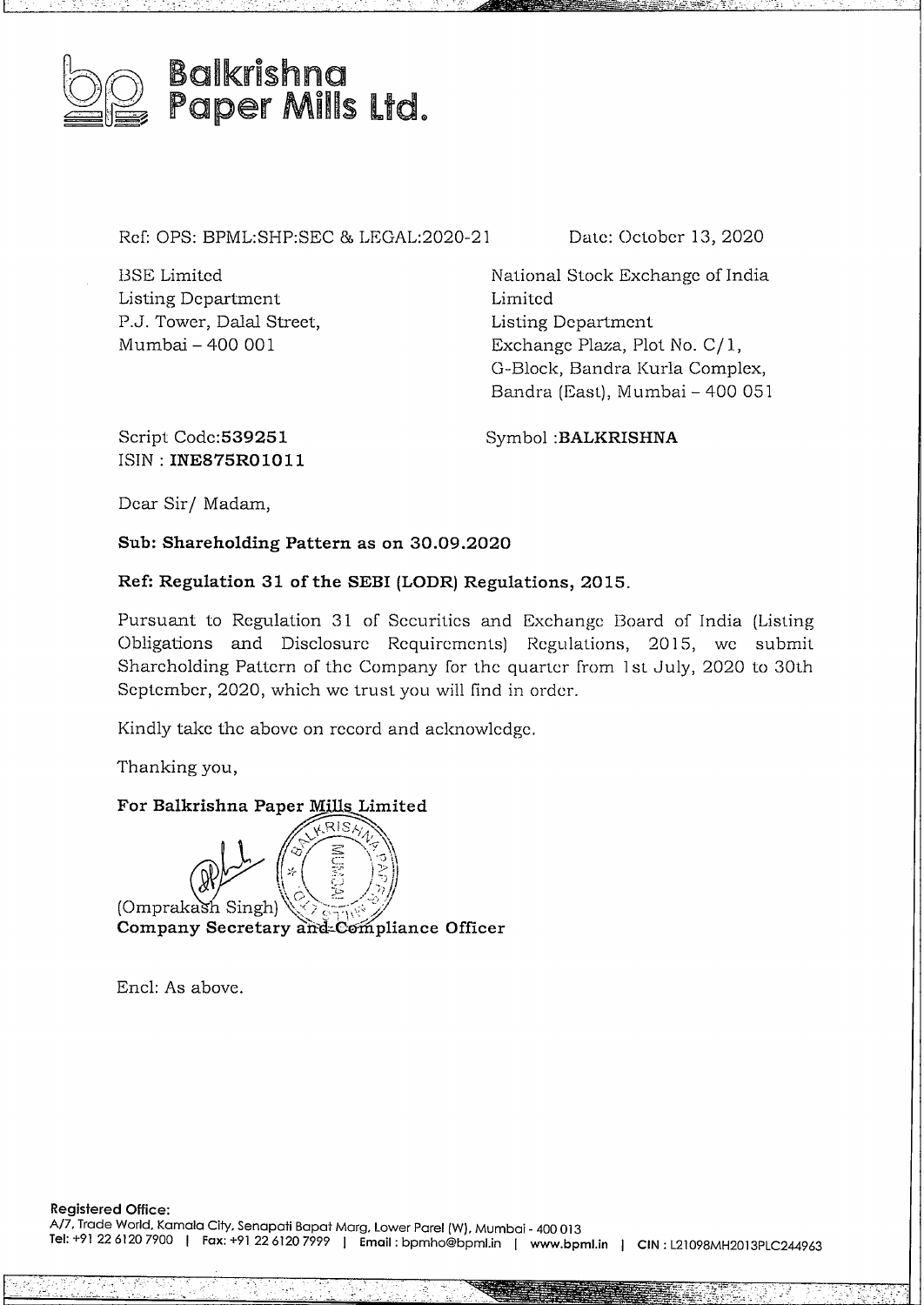# Balkrishna Paper Mills Ltd.

Ref: OPS: BPML:SHP:SEC & LEGAL:2020-21

Date: October 13, 2020

BSE Limited
Listing Department
P.J. Tower, Dalal Street,
Mumbai – 400 001

National Stock Exchange of India Limited
Listing Department
Exchange Plaza, Plot No. C/1,
G-Block, Bandra Kurla Complex,
Bandra (East), Mumbai – 400 051

Script Code:**539251**
ISIN : **INE875R01011**

Symbol :**BALKRISHNA**

Dear Sir/ Madam,

**Sub: Shareholding Pattern as on 30.09.2020**

**Ref: Regulation 31 of the SEBI (LODR) Regulations, 2015.**

Pursuant to Regulation 31 of Securities and Exchange Board of India (Listing Obligations and Disclosure Requirements) Regulations, 2015, we submit Shareholding Pattern of the Company for the quarter from 1st July, 2020 to 30th September, 2020, which we trust you will find in order.

Kindly take the above on record and acknowledge.

Thanking you,

**For Balkrishna Paper Mills Limited**

(Omprakash Singh)
**Company Secretary and Compliance Officer**

Encl: As above.

**Registered Office:**
A/7, Trade World, Kamala City, Senapati Bapat Marg, Lower Parel (W), Mumbai - 400 013
**Tel:** +91 22 6120 7900 | **Fax:** +91 22 6120 7999 | **Email:** bpmho@bpml.in | **www.bpml.in** | **CIN:** L21098MH2013PLC244963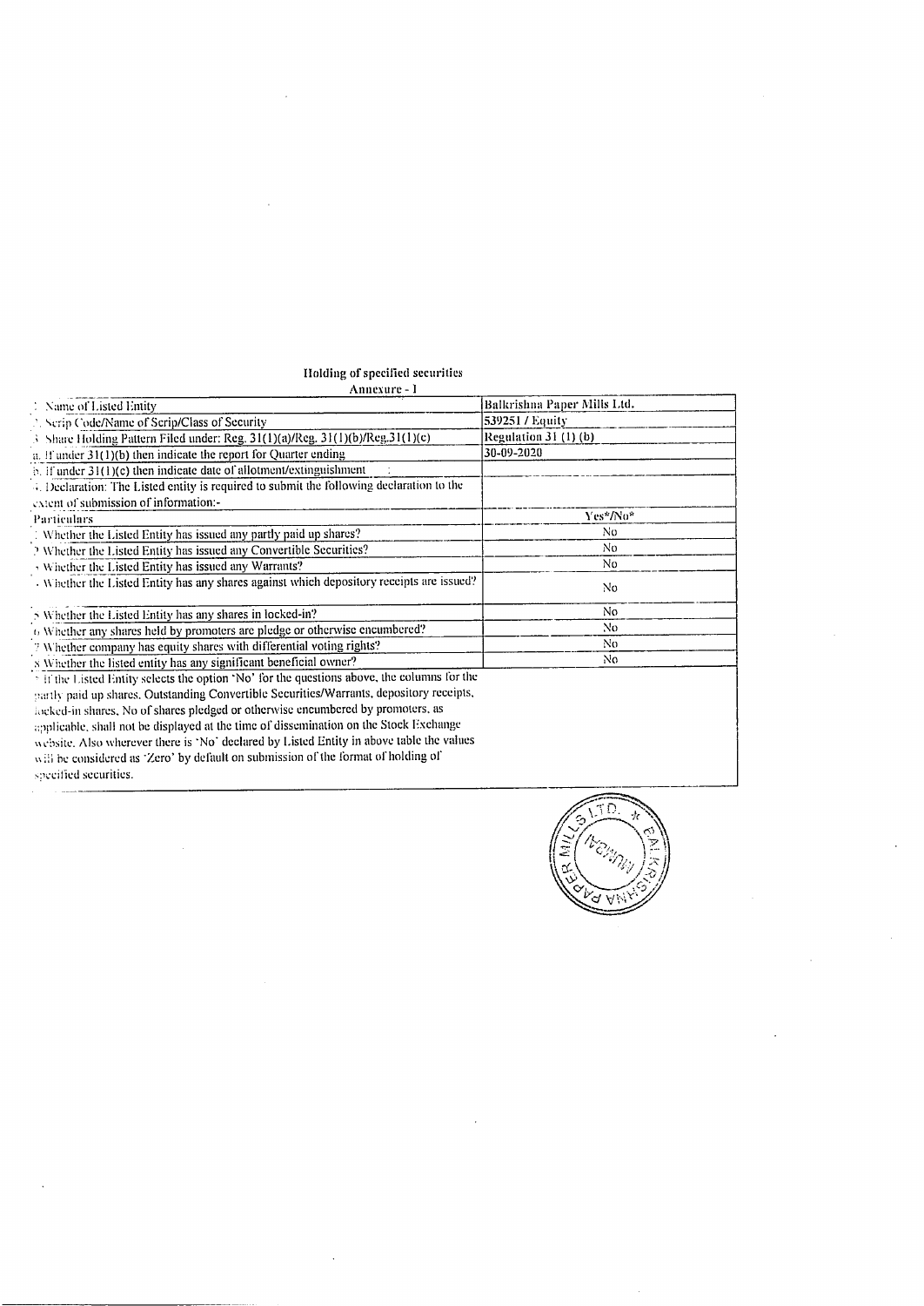## Holding of specified securities

Annexure - I

| | |
|---|---|
| 1. Name of Listed Entity | Balkrishna Paper Mills Ltd. |
| 2. Scrip Code/Name of Scrip/Class of Security | 539251 / Equity |
| 3. Share Holding Pattern Filed under: Reg. 31(1)(a)/Reg. 31(1)(b)/Reg.31(1)(c) | Regulation 31 (1) (b) |
| a. If under 31(1)(b) then indicate the report for Quarter ending | 30-09-2020 |
| b. If under 31(1)(c) then indicate date of allotment/extinguishment | |
| 4. Declaration: The Listed entity is required to submit the following declaration to the extent of submission of information:- | |
| Particulars | Yes*/No* |
| 1 Whether the Listed Entity has issued any partly paid up shares? | No |
| 2 Whether the Listed Entity has issued any Convertible Securities? | No |
| 3 Whether the Listed Entity has issued any Warrants? | No |
| 4 Whether the Listed Entity has any shares against which depository receipts are issued? | No |
| 5 Whether the Listed Entity has any shares in locked-in? | No |
| 6 Whether any shares held by promoters are pledge or otherwise encumbered? | No |
| 7 Whether company has equity shares with differential voting rights? | No |
| 8 Whether the listed entity has any significant beneficial owner? | No |

* If the Listed Entity selects the option 'No' for the questions above, the columns for the partly paid up shares, Outstanding Convertible Securities/Warrants, depository receipts, locked-in shares, No of shares pledged or otherwise encumbered by promoters, as applicable, shall not be displayed at the time of dissemination on the Stock Exchange website. Also wherever there is 'No' declared by Listed Entity in above table the values will be considered as 'Zero' by default on submission of the format of holding of specified securities.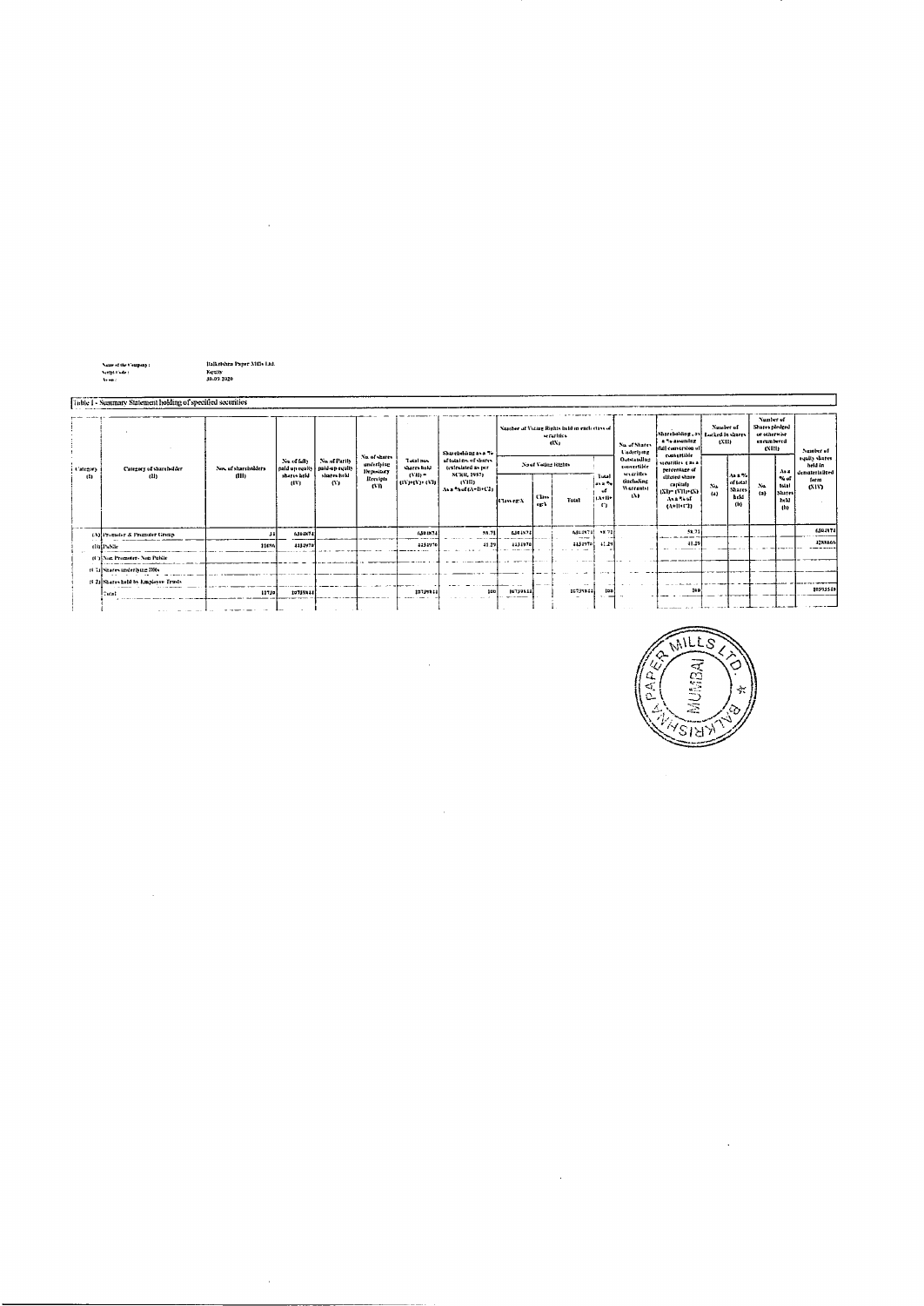Name of the Company : Balkrishna Paper Mills Ltd.
Script Code : Equity
As on : 30.09.2020

Table I - Summary Statement holding of specified securities

| Category (I) | Category of shareholder (II) | Nos. of shareholders (III) | No. of fully paid up equity shares held (IV) | No. of Partly paid-up equity shares held (V) | No. of shares underlying Depository Receipts (VI) | Total nos. shares held (VII) = (IV)+(V)+ (VI) | Shareholding as a % of total no. of shares (calculated as per SCRR, 1957) (VIII) As a % of (A+B+C2) | Number of Voting Rights held in each class of securities (IX) | | | | No. of Shares Underlying Outstanding convertible securities (including Warrants) (X) | Shareholding , as a % assuming full conversion of convertible securities ( as a percentage of diluted share capital) (XI)= (VII)+(X) As a % of (A+B+C2) | Number of Locked in shares (XII) | | Number of Shares pledged or otherwise encumbered (XIII) | | Number of equity shares held in dematerialized form (XIV) |
|---|---|---|---|---|---|---|---|---|---|---|---|---|---|---|---|---|---|---|
| | | | | | | | | No of Voting Rights | | | Total as a % of (A+B+C) | | | No. (a) | As a % of total Shares held (b) | No. (a) | As a % of total Shares held (b) | |
| | | | | | | | | Class eg:X | Class eg:y | Total | | | | | | | | |
| (A) | Promoter & Promoter Group | 34 | 6304874 | | | 6304874 | 58.71 | 6304874 | | 6304874 | 58.71 | | 58.71 | | | | | 6304874 |
| (B) | Public | 11696 | 4434970 | | | 4434970 | 41.29 | 4434970 | | 4434970 | 41.29 | | 41.29 | | | | | 4288666 |
| (C) | Non Promoter- Non Public | | | | | | | | | | | | | | | | | |
| (C1) | Shares underlying DRs | | | | | | | | | | | | | | | | | |
| (C2) | Shares held by Employee Trusts | | | | | | | | | | | | | | | | | |
| | Total | 11730 | 10739844 | | | 10739844 | 100 | 10739844 | | 10739844 | 100 | | 100 | | | | | 10593540 |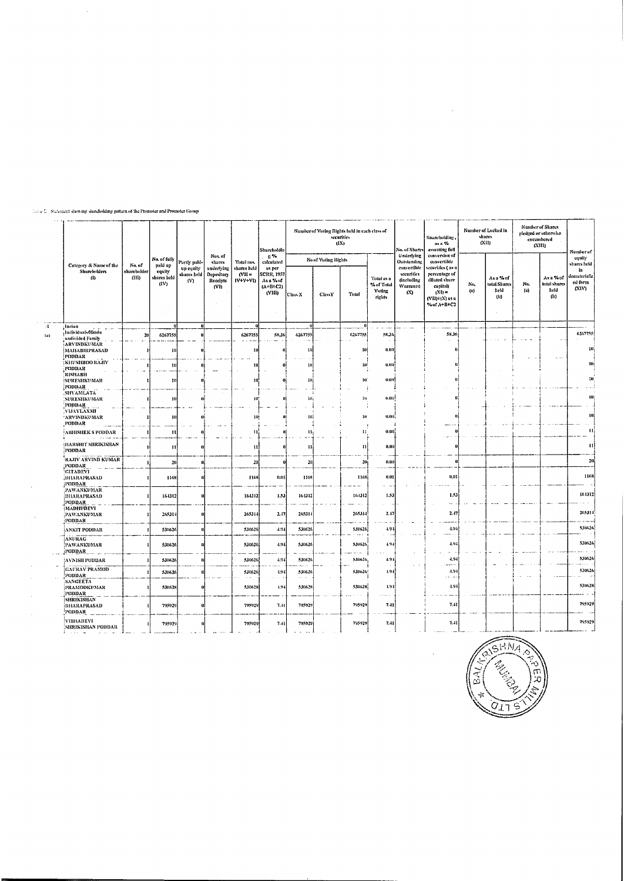Table II - Statement showing shareholding pattern of the Promoter and Promoter Group

| | Category & Name of the Shareholders (I) | No. of shareholder (III) | No. of fully paid up equity shares held (IV) | Partly paid-up equity shares held (V) | Nos. of shares underlying Depository Receipts (VI) | Total nos. shares held (VII = IV+V+VI) | Shareholding % calculated as per SCRR, 1957 As a % of (A+B+C2) (VIII) | Number of Voting Rights held in each class of securities (IX) | | | | No. of Shares Underlying Outstanding convertible securities (including Warrants) (X) | Shareholding, as a % assuming full conversion of convertible securities ( as a percentage of diluted share capital) (XI) = (VII)+(X) as a % of A+B+C2 | Number of Locked in shares (XII) | | Number of Shares pledged or otherwise encumbered (XIII) | | Number of equity shares held in dematerialized form (XIV) |
|---|---|---|---|---|---|---|---|---|---|---|---|---|---|---|---|---|---|---|
| | | | | | | | | No of Voting Rights | | | Total as a % of Total Voting rights | | | No. (a) | As a % of total Shares held (b) | No. (a) | As a % of total shares held (b) | |
| | | | | | | | | Class X | Class Y | Total | | | | | | | | |
| 1 | Indian | | 0 | 0 | | 0 | | 0 | | 0 | | | | | | | | |
| (a) | Individuals/Hindu undivided Family | 20 | 6267755 | 0 | | 6267755 | 58.36 | 6267755 | | 6267755 | 58.36 | | 58.36 | | | | | 6267755 |
| | ARVINDKUMAR MAHABIRPRASAD PODDAR | 1 | 10 | 0 | | 10 | 0 | 10 | | 10 | 0.00 | | 0 | | | | | 10 |
| | KHUSHBOO RAJIV PODDAR | 1 | 10 | 0 | | 10 | 0 | 10 | | 10 | 0.00 | | 0 | | | | | 10 |
| | RISHABH SURESHKUMAR PODDAR | 1 | 10 | 0 | | 10 | 0 | 10 | | 10 | 0.00 | | 0 | | | | | 10 |
| | SHYAMLATA SURESHKUMAR PODDAR | 1 | 10 | 0 | | 10 | 0 | 10 | | 10 | 0.00 | | 0 | | | | | 10 |
| | VIJAYLAXMI ARVINDKUMAR PODDAR | 1 | 10 | 0 | | 10 | 0 | 10 | | 10 | 0.00 | | 0 | | | | | 10 |
| | ABHISHEK S PODDAR | 1 | 11 | 0 | | 11 | 0 | 11 | | 11 | 0.00 | | 0 | | | | | 11 |
| | HARSHIT SHRIKISHAN PODDAR | 1 | 11 | 0 | | 11 | 0 | 11 | | 11 | 0.00 | | 0 | | | | | 11 |
| | RAJIV ARVIND KUMAR PODDAR | 1 | 20 | 0 | | 20 | 0 | 20 | | 20 | 0.00 | | 0 | | | | | 20 |
| | GITADEVI DHARAPRASAD PODDAR | 1 | 1168 | 0 | | 1168 | 0.01 | 1168 | | 1168 | 0.01 | | 0.01 | | | | | 1168 |
| | PAWANKUMAR DHARAPRASAD PODDAR | 1 | 164312 | 0 | | 164312 | 1.53 | 164312 | | 164312 | 1.53 | | 1.53 | | | | | 164312 |
| | MADHUDEVI PAWANKUMAR PODDAR | 1 | 265314 | 0 | | 265314 | 2.47 | 265314 | | 265314 | 2.47 | | 2.47 | | | | | 265314 |
| | ANKIT PODDAR | 1 | 530626 | 0 | | 530626 | 4.94 | 530626 | | 530626 | 4.94 | | 4.94 | | | | | 530626 |
| | ANURAG PAWANKUMAR PODDAR | 1 | 530626 | 0 | | 530626 | 4.94 | 530626 | | 530626 | 4.94 | | 4.94 | | | | | 530626 |
| | AVNISH PODDAR | 1 | 530626 | 0 | | 530626 | 4.94 | 530626 | | 530626 | 4.94 | | 4.94 | | | | | 530626 |
| | GAURAV PRAMOD PODDAR | 1 | 530626 | 0 | | 530626 | 4.94 | 530626 | | 530626 | 4.94 | | 4.94 | | | | | 530626 |
| | SANGEETA PRAMODKUMAR PODDAR | 1 | 530628 | 0 | | 530628 | 4.94 | 530628 | | 530628 | 4.94 | | 4.94 | | | | | 530628 |
| | SHRIKISHAN DHARAPRASAD PODDAR | 1 | 795929 | 0 | | 795929 | 7.41 | 795929 | | 795929 | 7.41 | | 7.41 | | | | | 795929 |
| | VIBHADEVI SHRIKISHAN PODDAR | 1 | 795929 | 0 | | 795929 | 7.41 | 795929 | | 795929 | 7.41 | | 7.41 | | | | | 795929 |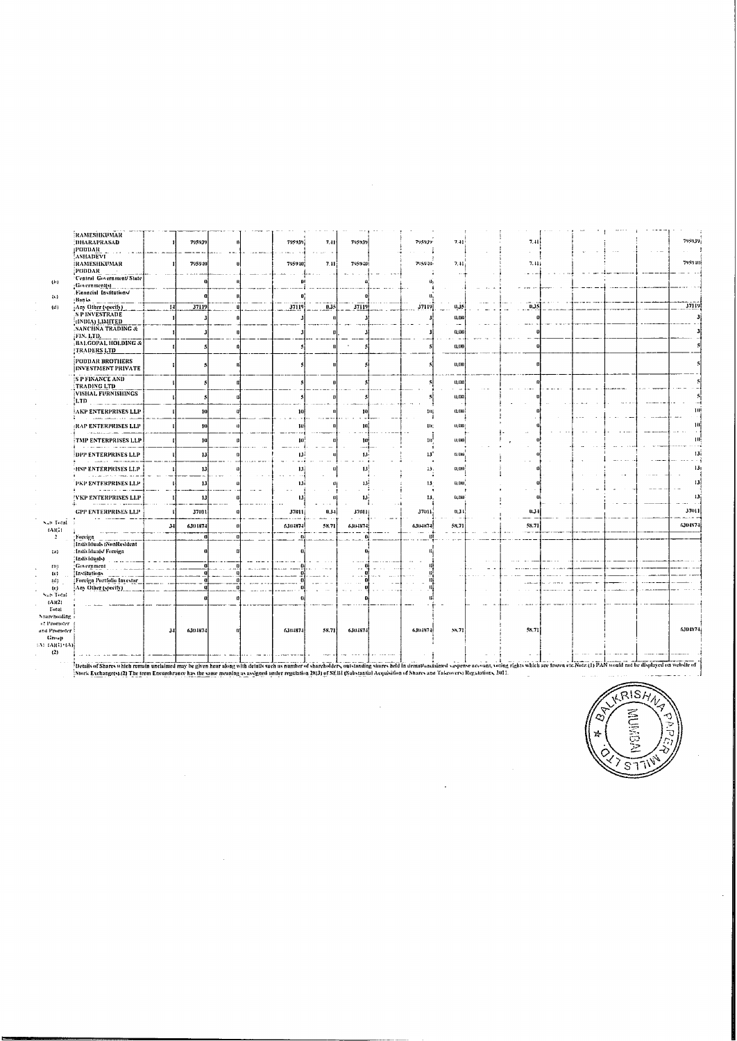| | | | | | | | | | | | | | | | | | | | | |
|---|---|---|---|---|---|---|---|---|---|---|---|---|---|---|---|---|---|---|---|---|
| | RAMESHKUMAR DHARAPRASAD PODDAR | 1 | 795939 | 0 | | 795939 | 7.41 | 795939 | | 795939 | 7.41 | | | 7.41 | | | | | | 795939 |
| | ASHADEVI RAMESHKUMAR PODDAR | 1 | 795940 | 0 | | 795940 | 7.41 | 795940 | | 795940 | 7.41 | | | 7.41 | | | | | | 795940 |
| (b) | Central Government/ State Government(s) | | 0 | 0 | | 0 | | 0 | | 0 | | | | | | | | | | |
| (c) | Financial Institutions/ Banks | | 0 | 0 | | 0 | | 0 | | 0 | | | | | | | | | | |
| (d) | Any Other (specify) | 14 | 37119 | 0 | | 37119 | 0.35 | 37119 | | 37119 | 0.35 | | | 0.35 | | | | | | 37119 |
| | S P INVESTRADE (INDIA) LIMITED | 1 | 3 | 0 | | 3 | 0 | 3 | | 3 | 0.00 | | | 0 | | | | | | 3 |
| | SANCHNA TRADING & FIN. LTD. | 1 | 3 | 0 | | 3 | 0 | 3 | | 3 | 0.00 | | | 0 | | | | | | 3 |
| | BALGOPAL HOLDING & TRADERS LTD | 1 | 5 | 0 | | 5 | 0 | 5 | | 5 | 0.00 | | | 0 | | | | | | 5 |
| | PODDAR BROTHERS INVESTMENT PRIVATE | 1 | 5 | 0 | | 5 | 0 | 5 | | 5 | 0.00 | | | 0 | | | | | | 5 |
| | S P FINANCE AND TRADING LTD | 1 | 5 | 0 | | 5 | 0 | 5 | | 5 | 0.00 | | | 0 | | | | | | 5 |
| | VISHAL FURNISHINGS LTD | 1 | 5 | 0 | | 5 | 0 | 5 | | 5 | 0.00 | | | 0 | | | | | | 5 |
| | AKP ENTERPRISES LLP | 1 | 10 | 0 | | 10 | 0 | 10 | | 10 | 0.00 | | | 0 | | | | | | 10 |
| | RAP ENTERPRISES LLP | 1 | 10 | 0 | | 10 | 0 | 10 | | 10 | 0.00 | | | 0 | | | | | | 10 |
| | TMP ENTERPRISES LLP | 1 | 10 | 0 | | 10 | 0 | 10 | | 10 | 0.00 | | | 0 | | | | | | 10 |
| | DPP ENTERPRISES LLP | 1 | 13 | 0 | | 13 | 0 | 13 | | 13 | 0.00 | | | 0 | | | | | | 13 |
| | HSP ENTERPRISES LLP | 1 | 13 | 0 | | 13 | 0 | 13 | | 13 | 0.00 | | | 0 | | | | | | 13 |
| | PKP ENTERPRISES LLP | 1 | 13 | 0 | | 13 | 0 | 13 | | 13 | 0.00 | | | 0 | | | | | | 13 |
| | VKP ENTERPRISES LLP | 1 | 13 | 0 | | 13 | 0 | 13 | | 13 | 0.00 | | | 0 | | | | | | 13 |
| | GPP ENTERPRISES LLP | 1 | 37011 | 0 | | 37011 | 0.34 | 37011 | | 37011 | 0.34 | | | 0.34 | | | | | | 37011 |
| Sub Total (A)(1) | | 34 | 6301874 | 0 | | 6301874 | 58.71 | 6301874 | | 6301874 | 58.71 | | | 58.71 | | | | | | 6301874 |
| 2 | Foreign | | 0 | 0 | | 0 | | 0 | | 0 | | | | | | | | | | |
| (a) | Individuals (NonResident Individuals/ Foreign Individuals) | | 0 | 0 | | 0 | | 0 | | 0 | | | | | | | | | | |
| (b) | Government | | 0 | 0 | | 0 | | 0 | | 0 | | | | | | | | | | |
| (c) | Institutions | | 0 | 0 | | 0 | | 0 | | 0 | | | | | | | | | | |
| (d) | Foreign Portfolio Investor | | 0 | 0 | | 0 | | 0 | | 0 | | | | | | | | | | |
| (e) | Any Other (specify) | | 0 | 0 | | 0 | | 0 | | 0 | | | | | | | | | | |
| Sub Total (A)(2) | | | 0 | 0 | | 0 | | 0 | | 0 | | | | | | | | | | |
| Total Shareholding of Promoter and Promoter Group (A)=(A)(1)+(A)(2) | | 34 | 6301874 | 0 | | 6301874 | 58.71 | 6301874 | | 6301874 | 58.71 | | | 58.71 | | | | | | 6301874 |

Details of Shares which remain unclaimed may be given hear along with details such as number of shareholders, outstanding shares held in demat/unclaimed suspense account, voting rights which are frozen etc.Note:(1) PAN would not be displayed on website of Stock Exchange(s).(2) The term Encumbrance has the same meaning as assigned under regulation 28(3) of SEBI (Substantial Acquisition of Shares and Takeovers) Regulations, 2011.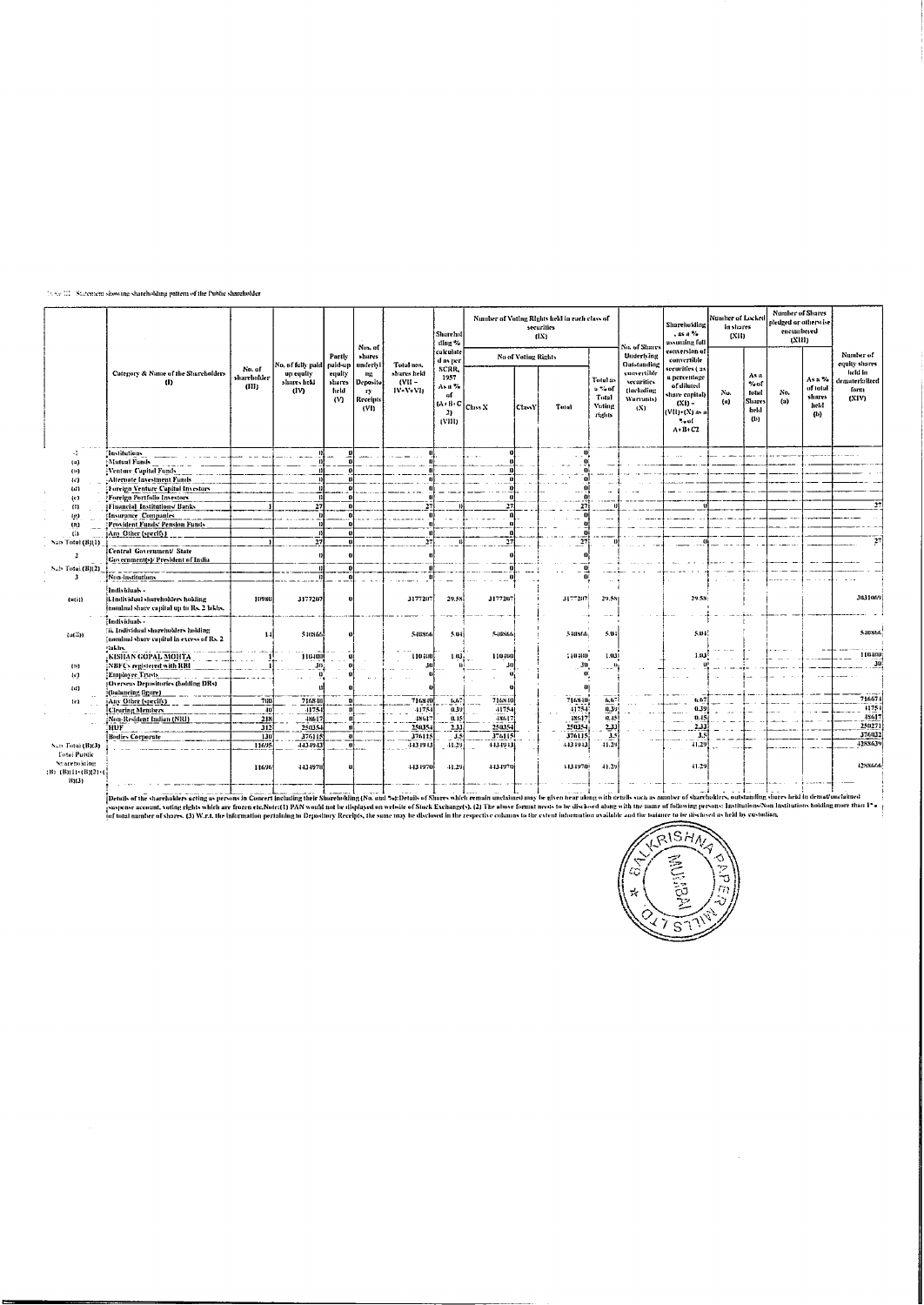Table III - Statement showing shareholding pattern of the Public shareholder

| | Category & Name of the Shareholders (I) | No. of shareholder (III) | No. of fully paid up equity shares held (IV) | Partly paid-up equity shares held (V) | Nos. of shares underlying Depository Receipts (VI) | Total nos. shares held (VII = IV+V+VI) | Shareholding % calculated as per SCRR, 1957 As a % of (A+B+C2) (VIII) | Number of Voting Rights held in each class of securities (IX) | | | | No. of Shares Underlying Outstanding convertible securities (including Warrants) (X) | Shareholding, as a % assuming full conversion of convertible securities (as a percentage of diluted share capital) (XI) = (VII)+(X) as a % of A+B+C2 | Number of Locked in shares (XII) | | Number of Shares pledged or otherwise encumbered (XIII) | | Number of equity shares held in dematerialized form (XIV) |
|---|---|---|---|---|---|---|---|---|---|---|---|---|---|---|---|---|---|---|
| | | | | | | | | No of Voting Rights | | | Total as a % of Total Voting rights | | | No. (a) | As a % of total Shares held (b) | No. (a) | As a % of total shares held (b) | |
| | | | | | | | | Class X | Class Y | Total | | | | | | | | |
| 1 | Institutions | | 0 | 0 | | 0 | | 0 | | 0 | | | | | | | | |
| (a) | Mutual Funds | | 0 | 0 | | 0 | | 0 | | 0 | | | | | | | | |
| (b) | Venture Capital Funds | | 0 | 0 | | 0 | | 0 | | 0 | | | | | | | | |
| (c) | Alternate Investment Funds | | 0 | 0 | | 0 | | 0 | | 0 | | | | | | | | |
| (d) | Foreign Venture Capital Investors | | 0 | 0 | | 0 | | 0 | | 0 | | | | | | | | |
| (e) | Foreign Portfolio Investors | | 0 | 0 | | 0 | | 0 | | 0 | | | | | | | | |
| (f) | Financial Institutions/ Banks | 1 | 27 | 0 | | 27 | 0 | 27 | | 27 | 0 | | 0 | | | | | 27 |
| (g) | Insurance Companies | | 0 | 0 | | 0 | | 0 | | 0 | | | | | | | | |
| (h) | Provident Funds/ Pension Funds | | 0 | 0 | | 0 | | 0 | | 0 | | | | | | | | |
| (i) | Any Other (specify) | | 0 | 0 | | 0 | | 0 | | 0 | | | | | | | | |
| Sub Total (B)(1) | | 1 | 27 | 0 | | 27 | 0 | 27 | | 27 | 0 | | 0 | | | | | 27 |
| 2 | Central Government/ State Government(s)/ President of India | | 0 | 0 | | 0 | | 0 | | 0 | | | | | | | | |
| Sub Total (B)(2) | | | 0 | 0 | | 0 | | 0 | | 0 | | | | | | | | |
| 3 | Non-institutions | | 0 | 0 | | 0 | | 0 | | 0 | | | | | | | | |
| (a(i)) | Individuals - i.Individual shareholders holding nominal share capital up to Rs. 2 lakhs. | 10980 | 3177207 | 0 | | 3177207 | 29.58 | 3177207 | | 3177207 | 29.58 | | 29.58 | | | | | 3031069 |
| (a(ii)) | Individuals - ii. Individual shareholders holding nominal share capital in excess of Rs. 2 lakhs. | 14 | 540866 | 0 | | 540866 | 5.04 | 540866 | | 540866 | 5.04 | | 5.04 | | | | | 540866 |
| | KISHAN GOPAL MOHTA | 1 | 110400 | 0 | | 110400 | 1.03 | 110400 | | 110400 | 1.03 | | 1.03 | | | | | 110400 |
| (b) | NBFCs registered with RBI | 1 | 30 | 0 | | 30 | 0 | 30 | | 30 | 0 | | 0 | | | | | 30 |
| (c) | Employee Trusts | | 0 | 0 | | 0 | | 0 | | 0 | | | | | | | | |
| (d) | Overseas Depositories (holding DRs) (balancing figure) | | 0 | 0 | | 0 | | 0 | | 0 | | | | | | | | |
| (e) | Any Other (specify) | 700 | 716840 | 0 | | 716840 | 6.67 | 716840 | | 716840 | 6.67 | | 6.67 | | | | | 716674 |
| | Clearing Members | 40 | 41754 | 0 | | 41754 | 0.39 | 41754 | | 41754 | 0.39 | | 0.39 | | | | | 41754 |
| | Non-Resident Indian (NRI) | 218 | 48617 | 0 | | 48617 | 0.45 | 48617 | | 48617 | 0.45 | | 0.45 | | | | | 48617 |
| | HUF | 312 | 250354 | 0 | | 250354 | 2.33 | 250354 | | 250354 | 2.33 | | 2.33 | | | | | 250271 |
| | Bodies Corporate | 130 | 376115 | 0 | | 376115 | 3.5 | 376115 | | 376115 | 3.5 | | 3.5 | | | | | 376032 |
| Sub Total (B)(3) | | 11695 | 4434943 | 0 | | 4434943 | 41.29 | 4434943 | | 4434943 | 41.29 | | 41.29 | | | | | 4288639 |
| Total Public Shareholding (B)=(B)(1)+(B)(2)+(B)(3) | | 11696 | 4434970 | 0 | | 4434970 | 41.29 | 4434970 | | 4434970 | 41.29 | | 41.29 | | | | | 4288666 |

Details of the shareholders acting as persons in Concert including their Shareholding (No. and %): Details of Shares which remain unclaimed may be given hear along with details such as number of shareholders, outstanding shares held in demat/unclaimed suspense account, voting rights which are frozen etc. Note: (1) PAN would not be displayed on website of Stock Exchange(s). (2) The above format needs to be disclosed along with the name of following persons: Institutions/Non Institutions holding more than 1% of total number of shares. (3) W.r.t. the information pertaining to Depository Receipts, the same may be disclosed in the respective columns to the extent information available and the balance to be disclosed as held by custodian.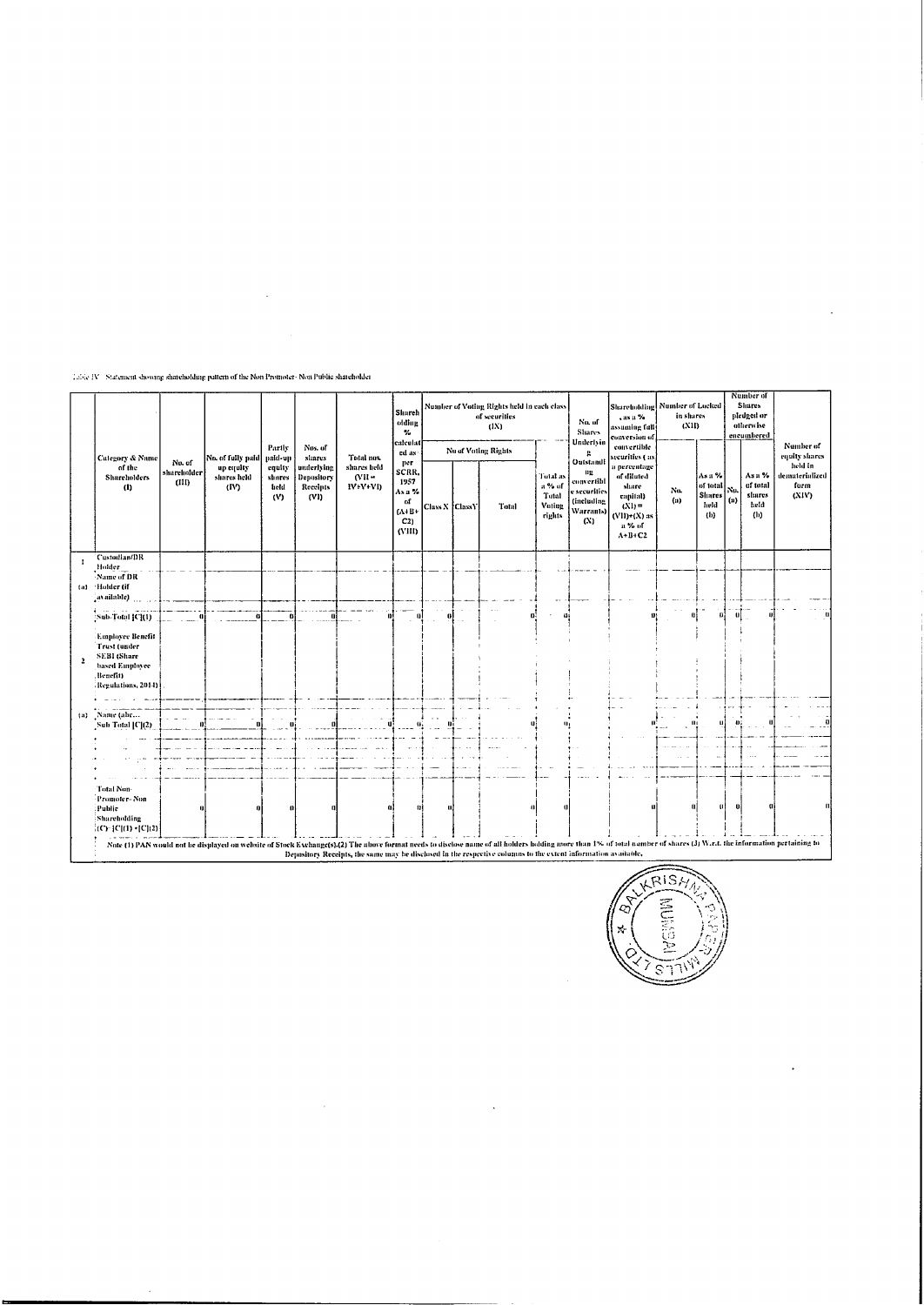Table IV - Statement showing shareholding pattern of the Non Promoter- Non Public shareholder

| | Category & Name of the Shareholders (I) | No. of shareholder (III) | No. of fully paid up equity shares held (IV) | Partly paid-up equity shares held (V) | Nos. of shares underlying Depository Receipts (VI) | Total nos. shares held (VII = IV+V+VI) | Shareholding % calculated as per SCRR, 1957 As a % of (A+B+C2) (VIII) | Number of Voting Rights held in each class of securities (IX) | | | | No. of Shares Underlying Outstanding convertible securities (including Warrants) (X) | Shareholding, as a % assuming full conversion of convertible securities (as a percentage of diluted share capital) (XI) = (VII)+(X) as a % of A+B+C2 | Number of Locked in shares (XII) | | Number of Shares pledged or otherwise encumbered | | Number of equity shares held in dematerialized form (XIV) |
|---|---|---|---|---|---|---|---|---|---|---|---|---|---|---|---|---|---|---|
| | | | | | | | | No of Voting Rights | | | Total as a % of Total Voting rights | | | No. (a) | As a % of total Shares held (b) | No. (a) | As a % of total shares held (b) | |
| | | | | | | | | Class X | ClassY | Total | | | | | | | | |
| 1 | Custodian/DR Holder | | | | | | | | | | | | | | | | | |
| (a) | Name of DR Holder (if available) | | | | | | | | | | | | | | | | | |
| | Sub-Total [C](1) | 0 | 0 | 0 | 0 | 0 | 0 | 0 | | 0 | 0 | | 0 | 0 | 0 | 0 | 0 | 0 |
| 2 | Employee Benefit Trust (under SEBI (Share based Employee Benefit) Regulations, 2014) | | | | | | | | | | | | | | | | | |
| (a) | Name (abc... | | | | | | | | | | | | | | | | | |
| | Sub Total [C](2) | 0 | 0 | 0 | 0 | 0 | 0 | 0 | | 0 | 0 | | 0 | 0 | 0 | 0 | 0 | 0 |
| | Total Non-Promoter- Non Public Shareholding (C)= [C](1) +[C](2) | 0 | 0 | 0 | 0 | 0 | 0 | 0 | | 0 | 0 | | 0 | 0 | 0 | 0 | 0 | 0 |

Note (1) PAN would not be displayed on website of Stock Exchange(s).(2) The above format needs to disclose name of all holders holding more than 1% of total number of shares (3) W.r.t. the information pertaining to Depository Receipts, the same may be disclosed in the respective columns to the extent information available.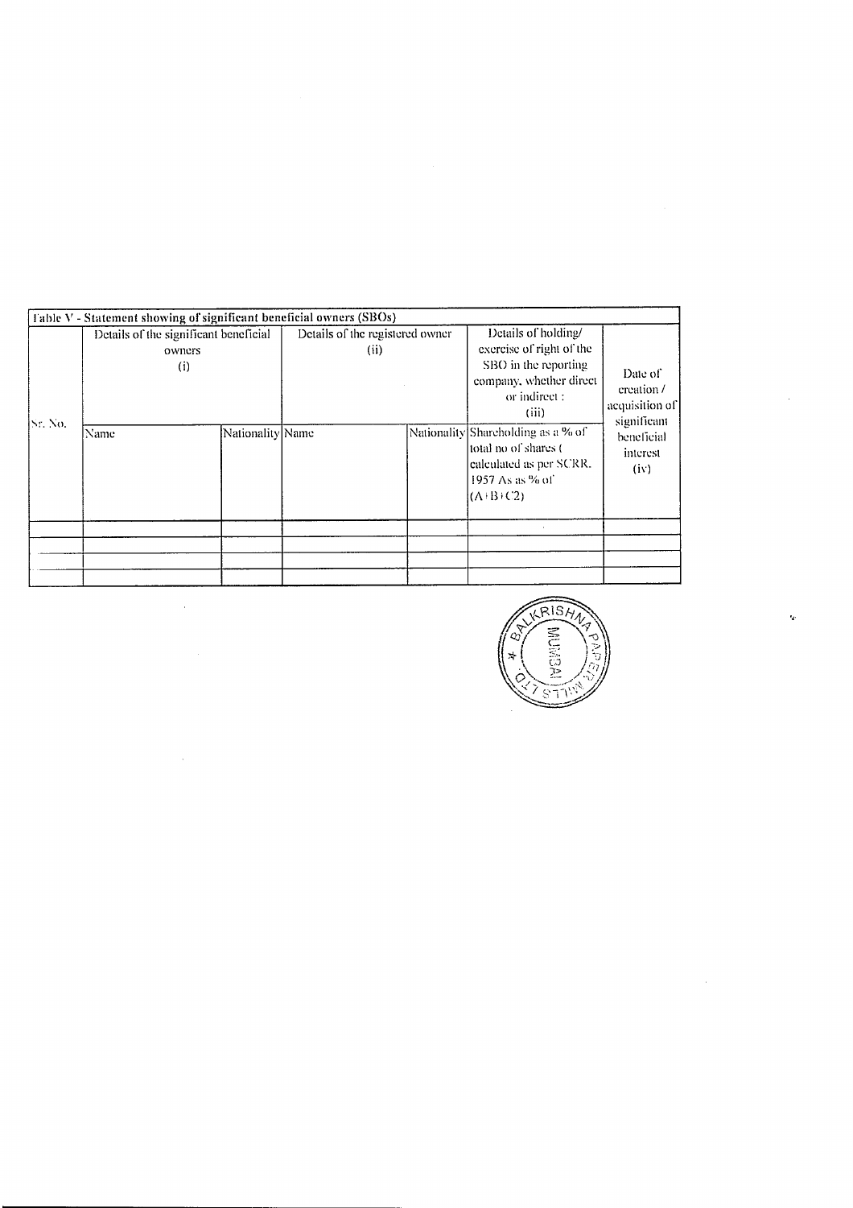Table V - Statement showing of significant beneficial owners (SBOs)

| Sr. No. | Details of the significant beneficial owners (i) | | Details of the registered owner (ii) | | Details of holding/ exercise of right of the SBO in the reporting company, whether direct or indirect : (iii) | Date of creation / acquisition of significant beneficial interest (iv) |
|---|---|---|---|---|---|---|
| | Name | Nationality | Name | Nationality | Shareholding as a % of total no of shares ( calculated as per SCRR, 1957 As as % of (A+B+C2) | |
| | | | | | | |
| | | | | | | |
| | | | | | | |
| | | | | | | |